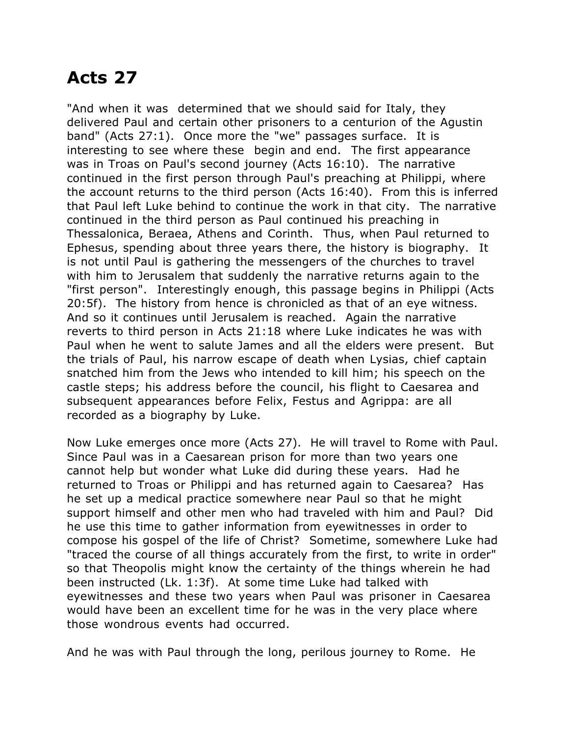# Acts 27

"And when it was  determined that we should said for Italy, they delivered Paul and certain other prisoners to a centurion of the Agustin band" (Acts 27:1).  Once more the "we" passages surface.  It is interesting to see where these  begin and end.  The first appearance was in Troas on Paul's second journey (Acts 16:10).  The narrative continued in the first person through Paul's preaching at Philippi, where the account returns to the third person (Acts 16:40).  From this is inferred that Paul left Luke behind to continue the work in that city.  The narrative continued in the third person as Paul continued his preaching in Thessalonica, Beraea, Athens and Corinth.  Thus, when Paul returned to Ephesus, spending about three years there, the history is biography.  It is not until Paul is gathering the messengers of the churches to travel with him to Jerusalem that suddenly the narrative returns again to the "first person".  Interestingly enough, this passage begins in Philippi (Acts 20:5f).  The history from hence is chronicled as that of an eye witness.  And so it continues until Jerusalem is reached.  Again the narrative reverts to third person in Acts 21:18 where Luke indicates he was with Paul when he went to salute James and all the elders were present.  But the trials of Paul, his narrow escape of death when Lysias, chief captain snatched him from the Jews who intended to kill him; his speech on the castle steps; his address before the council, his flight to Caesarea and subsequent appearances before Felix, Festus and Agrippa: are all recorded as a biography by Luke.

Now Luke emerges once more (Acts 27).  He will travel to Rome with Paul.  Since Paul was in a Caesarean prison for more than two years one cannot help but wonder what Luke did during these years.  Had he returned to Troas or Philippi and has returned again to Caesarea?  Has he set up a medical practice somewhere near Paul so that he might support himself and other men who had traveled with him and Paul?  Did he use this time to gather information from eyewitnesses in order to compose his gospel of the life of Christ?  Sometime, somewhere Luke had "traced the course of all things accurately from the first, to write in order" so that Theopolis might know the certainty of the things wherein he had been instructed (Lk. 1:3f).  At some time Luke had talked with eyewitnesses and these two years when Paul was prisoner in Caesarea would have been an excellent time for he was in the very place where those wondrous events had occurred.

And he was with Paul through the long, perilous journey to Rome.  He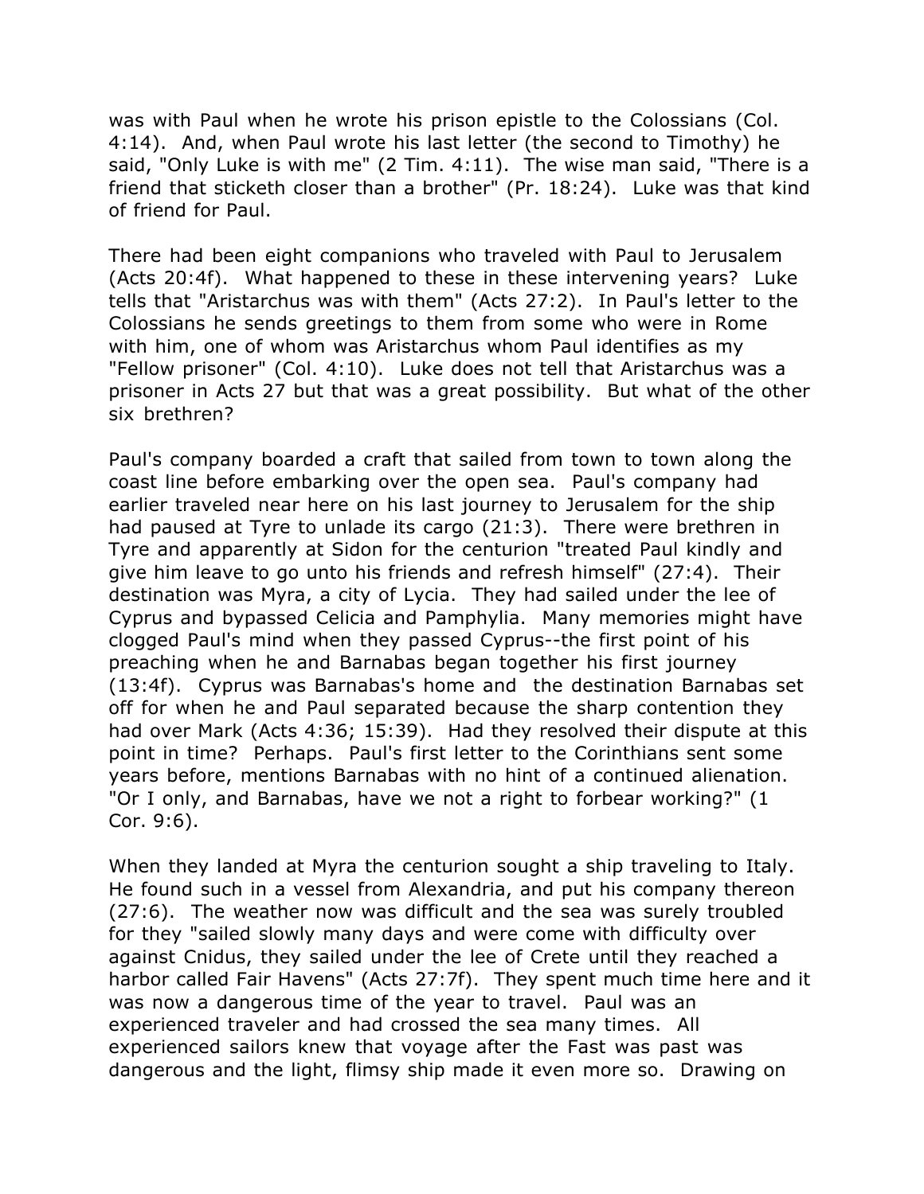was with Paul when he wrote his prison epistle to the Colossians (Col. 4:14). And, when Paul wrote his last letter (the second to Timothy) he said, "Only Luke is with me" (2 Tim. 4:11). The wise man said, "There is a friend that sticketh closer than a brother" (Pr. 18:24). Luke was that kind of friend for Paul.

There had been eight companions who traveled with Paul to Jerusalem (Acts 20:4f). What happened to these in these intervening years? Luke tells that "Aristarchus was with them" (Acts 27:2). In Paul's letter to the Colossians he sends greetings to them from some who were in Rome with him, one of whom was Aristarchus whom Paul identifies as my "Fellow prisoner" (Col. 4:10). Luke does not tell that Aristarchus was a prisoner in Acts 27 but that was a great possibility. But what of the other six brethren?

Paul's company boarded a craft that sailed from town to town along the coast line before embarking over the open sea. Paul's company had earlier traveled near here on his last journey to Jerusalem for the ship had paused at Tyre to unlade its cargo (21:3). There were brethren in Tyre and apparently at Sidon for the centurion "treated Paul kindly and give him leave to go unto his friends and refresh himself" (27:4). Their destination was Myra, a city of Lycia. They had sailed under the lee of Cyprus and bypassed Celicia and Pamphylia. Many memories might have clogged Paul's mind when they passed Cyprus--the first point of his preaching when he and Barnabas began together his first journey (13:4f). Cyprus was Barnabas's home and the destination Barnabas set off for when he and Paul separated because the sharp contention they had over Mark (Acts 4:36; 15:39). Had they resolved their dispute at this point in time? Perhaps. Paul's first letter to the Corinthians sent some years before, mentions Barnabas with no hint of a continued alienation. "Or I only, and Barnabas, have we not a right to forbear working?" (1 Cor. 9:6).

When they landed at Myra the centurion sought a ship traveling to Italy. He found such in a vessel from Alexandria, and put his company thereon (27:6). The weather now was difficult and the sea was surely troubled for they "sailed slowly many days and were come with difficulty over against Cnidus, they sailed under the lee of Crete until they reached a harbor called Fair Havens" (Acts 27:7f). They spent much time here and it was now a dangerous time of the year to travel. Paul was an experienced traveler and had crossed the sea many times. All experienced sailors knew that voyage after the Fast was past was dangerous and the light, flimsy ship made it even more so. Drawing on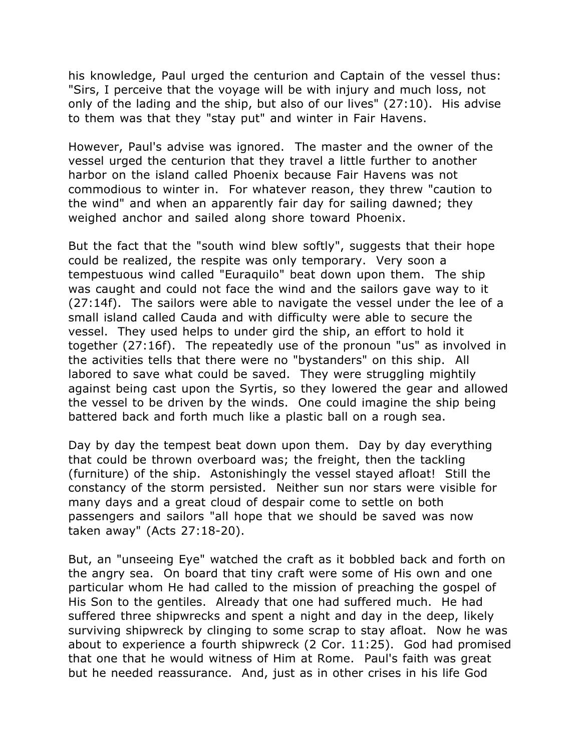his knowledge, Paul urged the centurion and Captain of the vessel thus: "Sirs, I perceive that the voyage will be with injury and much loss, not only of the lading and the ship, but also of our lives" (27:10). His advise to them was that they "stay put" and winter in Fair Havens.

However, Paul's advise was ignored. The master and the owner of the vessel urged the centurion that they travel a little further to another harbor on the island called Phoenix because Fair Havens was not commodious to winter in. For whatever reason, they threw "caution to the wind" and when an apparently fair day for sailing dawned; they weighed anchor and sailed along shore toward Phoenix.

But the fact that the "south wind blew softly", suggests that their hope could be realized, the respite was only temporary. Very soon a tempestuous wind called "Euraquilo" beat down upon them. The ship was caught and could not face the wind and the sailors gave way to it (27:14f). The sailors were able to navigate the vessel under the lee of a small island called Cauda and with difficulty were able to secure the vessel. They used helps to under gird the ship, an effort to hold it together (27:16f). The repeatedly use of the pronoun "us" as involved in the activities tells that there were no "bystanders" on this ship. All labored to save what could be saved. They were struggling mightily against being cast upon the Syrtis, so they lowered the gear and allowed the vessel to be driven by the winds. One could imagine the ship being battered back and forth much like a plastic ball on a rough sea.

Day by day the tempest beat down upon them. Day by day everything that could be thrown overboard was; the freight, then the tackling (furniture) of the ship. Astonishingly the vessel stayed afloat! Still the constancy of the storm persisted. Neither sun nor stars were visible for many days and a great cloud of despair come to settle on both passengers and sailors "all hope that we should be saved was now taken away" (Acts 27:18-20).

But, an "unseeing Eye" watched the craft as it bobbled back and forth on the angry sea. On board that tiny craft were some of His own and one particular whom He had called to the mission of preaching the gospel of His Son to the gentiles. Already that one had suffered much. He had suffered three shipwrecks and spent a night and day in the deep, likely surviving shipwreck by clinging to some scrap to stay afloat. Now he was about to experience a fourth shipwreck (2 Cor. 11:25). God had promised that one that he would witness of Him at Rome. Paul's faith was great but he needed reassurance. And, just as in other crises in his life God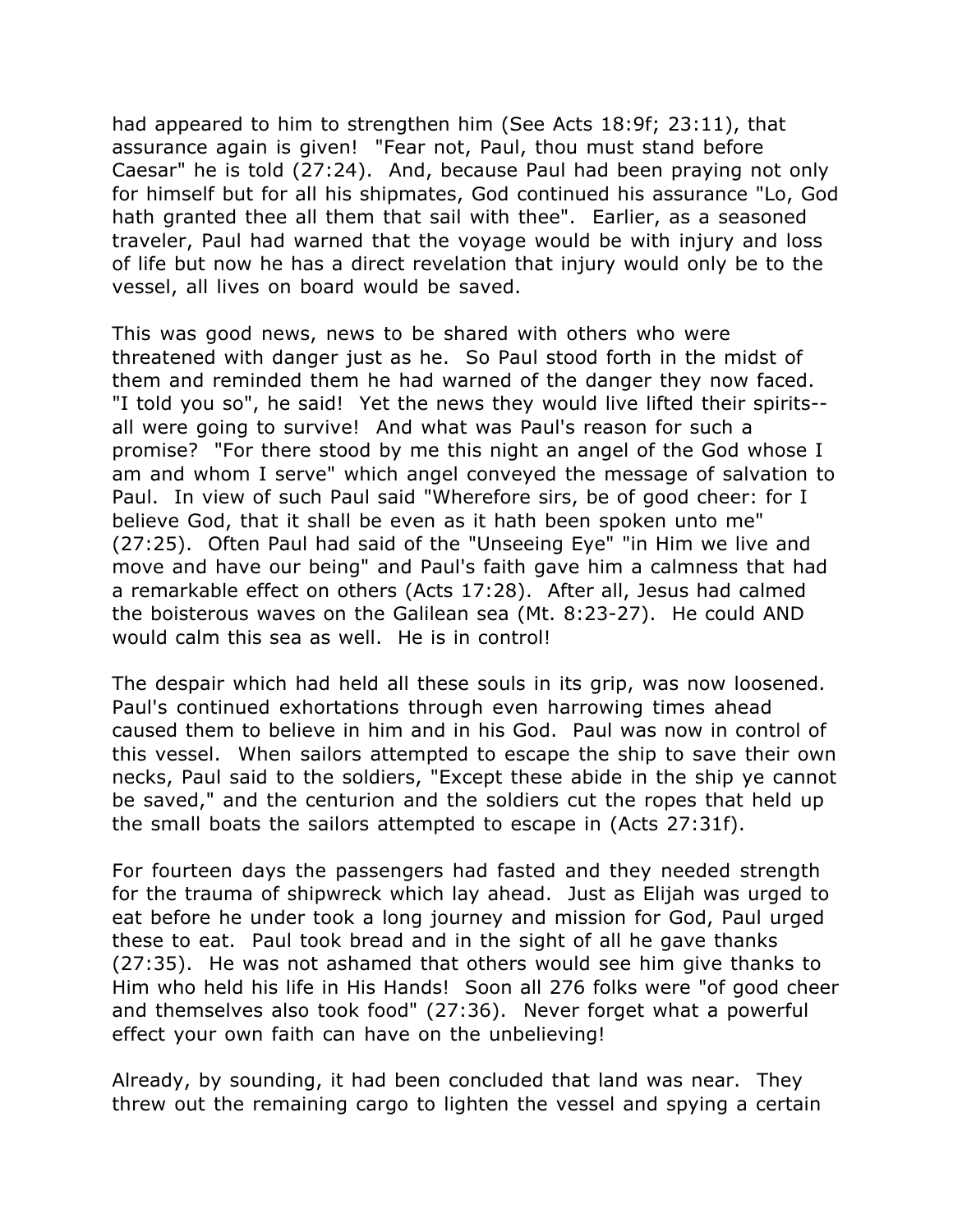had appeared to him to strengthen him (See Acts 18:9f; 23:11), that assurance again is given! "Fear not, Paul, thou must stand before Caesar" he is told (27:24). And, because Paul had been praying not only for himself but for all his shipmates, God continued his assurance "Lo, God hath granted thee all them that sail with thee". Earlier, as a seasoned traveler, Paul had warned that the voyage would be with injury and loss of life but now he has a direct revelation that injury would only be to the vessel, all lives on board would be saved.

This was good news, news to be shared with others who were threatened with danger just as he. So Paul stood forth in the midst of them and reminded them he had warned of the danger they now faced. "I told you so", he said! Yet the news they would live lifted their spirits--all were going to survive! And what was Paul's reason for such a promise? "For there stood by me this night an angel of the God whose I am and whom I serve" which angel conveyed the message of salvation to Paul. In view of such Paul said "Wherefore sirs, be of good cheer: for I believe God, that it shall be even as it hath been spoken unto me" (27:25). Often Paul had said of the "Unseeing Eye" "in Him we live and move and have our being" and Paul's faith gave him a calmness that had a remarkable effect on others (Acts 17:28). After all, Jesus had calmed the boisterous waves on the Galilean sea (Mt. 8:23-27). He could AND would calm this sea as well. He is in control!

The despair which had held all these souls in its grip, was now loosened. Paul's continued exhortations through even harrowing times ahead caused them to believe in him and in his God. Paul was now in control of this vessel. When sailors attempted to escape the ship to save their own necks, Paul said to the soldiers, "Except these abide in the ship ye cannot be saved," and the centurion and the soldiers cut the ropes that held up the small boats the sailors attempted to escape in (Acts 27:31f).

For fourteen days the passengers had fasted and they needed strength for the trauma of shipwreck which lay ahead. Just as Elijah was urged to eat before he under took a long journey and mission for God, Paul urged these to eat. Paul took bread and in the sight of all he gave thanks (27:35). He was not ashamed that others would see him give thanks to Him who held his life in His Hands! Soon all 276 folks were "of good cheer and themselves also took food" (27:36). Never forget what a powerful effect your own faith can have on the unbelieving!

Already, by sounding, it had been concluded that land was near. They threw out the remaining cargo to lighten the vessel and spying a certain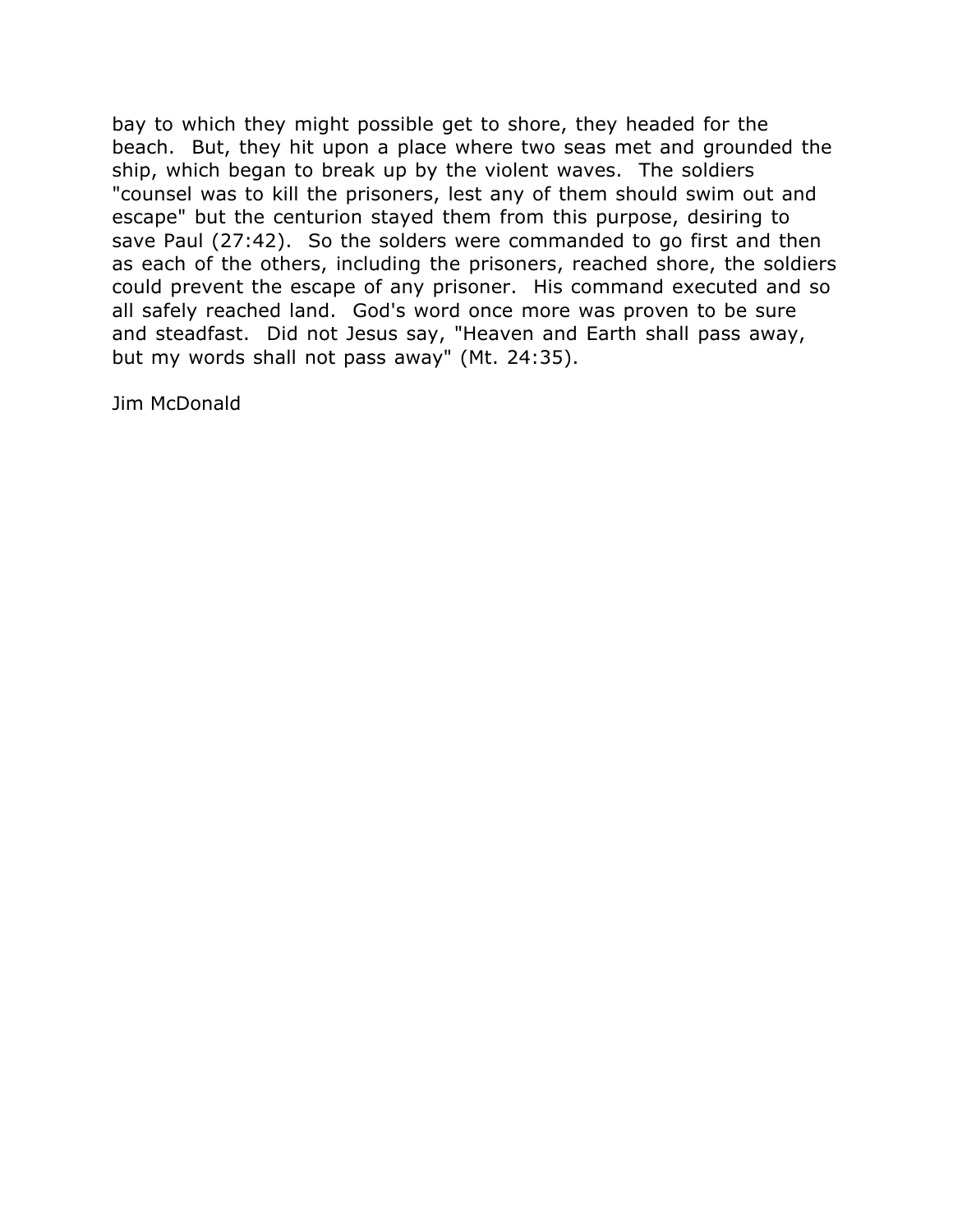bay to which they might possible get to shore, they headed for the beach.  But, they hit upon a place where two seas met and grounded the ship, which began to break up by the violent waves.  The soldiers "counsel was to kill the prisoners, lest any of them should swim out and escape" but the centurion stayed them from this purpose, desiring to save Paul (27:42).  So the solders were commanded to go first and then as each of the others, including the prisoners, reached shore, the soldiers could prevent the escape of any prisoner.  His command executed and so all safely reached land.  God's word once more was proven to be sure and steadfast.  Did not Jesus say, "Heaven and Earth shall pass away, but my words shall not pass away" (Mt. 24:35).

Jim McDonald